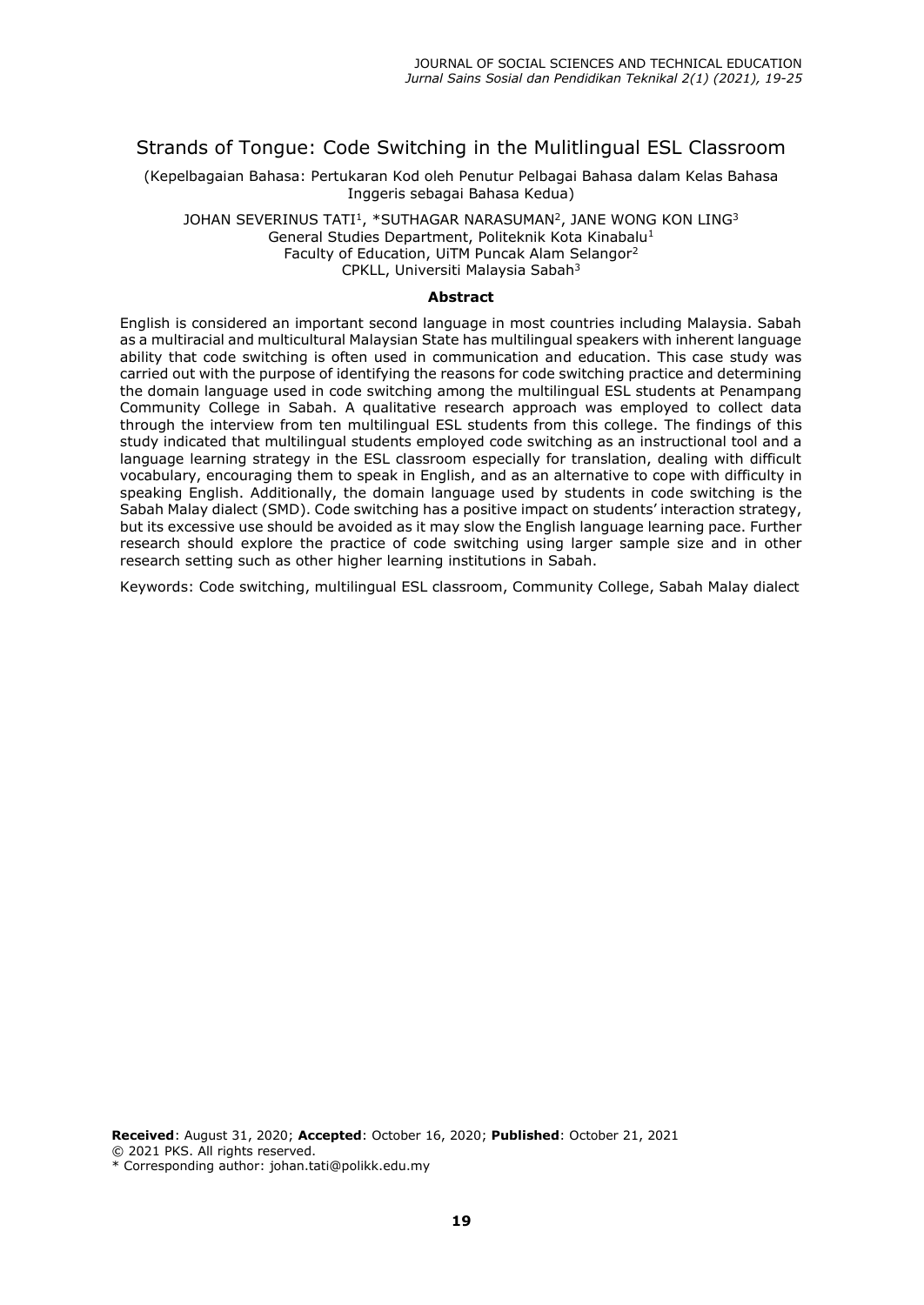# Strands of Tongue: Code Switching in the Mulitlingual ESL Classroom

(Kepelbagaian Bahasa: Pertukaran Kod oleh Penutur Pelbagai Bahasa dalam Kelas Bahasa Inggeris sebagai Bahasa Kedua)

JOHAN SEVERINUS TATI[1], *SUTHAGAR NARASUMAN[2], JANE WONG KON LING[3]
General Studies Department, Politeknik Kota Kinabalu[1]
Faculty of Education, UiTM Puncak Alam Selangor[2]
CPKLL, Universiti Malaysia Sabah[3]

## Abstract

English is considered an important second language in most countries including Malaysia. Sabah as a multiracial and multicultural Malaysian State has multilingual speakers with inherent language ability that code switching is often used in communication and education. This case study was carried out with the purpose of identifying the reasons for code switching practice and determining the domain language used in code switching among the multilingual ESL students at Penampang Community College in Sabah. A qualitative research approach was employed to collect data through the interview from ten multilingual ESL students from this college. The findings of this study indicated that multilingual students employed code switching as an instructional tool and a language learning strategy in the ESL classroom especially for translation, dealing with difficult vocabulary, encouraging them to speak in English, and as an alternative to cope with difficulty in speaking English. Additionally, the domain language used by students in code switching is the Sabah Malay dialect (SMD). Code switching has a positive impact on students' interaction strategy, but its excessive use should be avoided as it may slow the English language learning pace. Further research should explore the practice of code switching using larger sample size and in other research setting such as other higher learning institutions in Sabah.

Keywords: Code switching, multilingual ESL classroom, Community College, Sabah Malay dialect

**Received**: August 31, 2020; **Accepted**: October 16, 2020; **Published**: October 21, 2021
© 2021 PKS. All rights reserved.
* Corresponding author: johan.tati@polikk.edu.my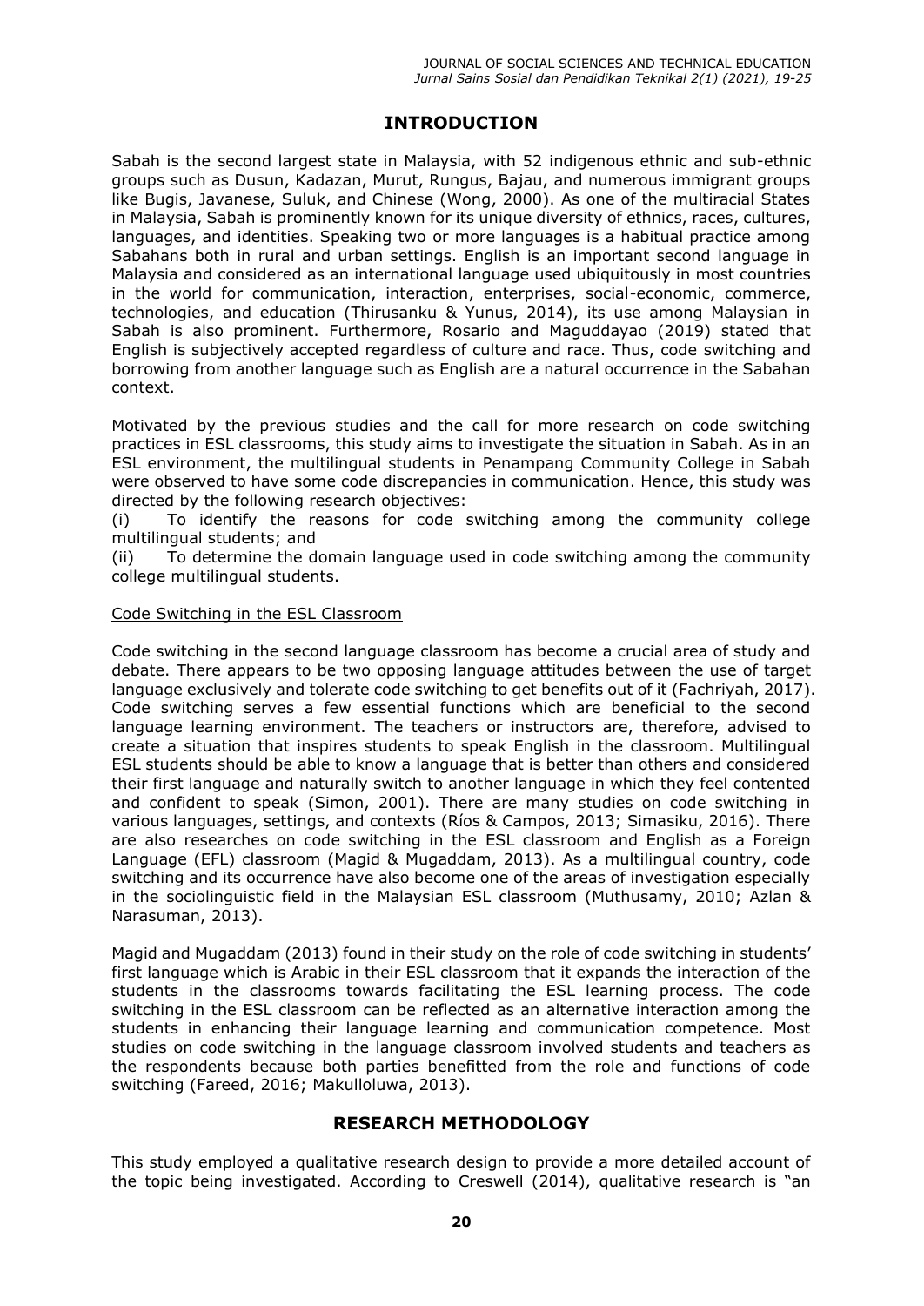## INTRODUCTION

Sabah is the second largest state in Malaysia, with 52 indigenous ethnic and sub-ethnic groups such as Dusun, Kadazan, Murut, Rungus, Bajau, and numerous immigrant groups like Bugis, Javanese, Suluk, and Chinese (Wong, 2000). As one of the multiracial States in Malaysia, Sabah is prominently known for its unique diversity of ethnics, races, cultures, languages, and identities. Speaking two or more languages is a habitual practice among Sabahans both in rural and urban settings. English is an important second language in Malaysia and considered as an international language used ubiquitously in most countries in the world for communication, interaction, enterprises, social-economic, commerce, technologies, and education (Thirusanku & Yunus, 2014), its use among Malaysian in Sabah is also prominent. Furthermore, Rosario and Maguddayao (2019) stated that English is subjectively accepted regardless of culture and race. Thus, code switching and borrowing from another language such as English are a natural occurrence in the Sabahan context.

Motivated by the previous studies and the call for more research on code switching practices in ESL classrooms, this study aims to investigate the situation in Sabah. As in an ESL environment, the multilingual students in Penampang Community College in Sabah were observed to have some code discrepancies in communication. Hence, this study was directed by the following research objectives:

(i) To identify the reasons for code switching among the community college multilingual students; and

(ii) To determine the domain language used in code switching among the community college multilingual students.

<u>Code Switching in the ESL Classroom</u>

Code switching in the second language classroom has become a crucial area of study and debate. There appears to be two opposing language attitudes between the use of target language exclusively and tolerate code switching to get benefits out of it (Fachriyah, 2017). Code switching serves a few essential functions which are beneficial to the second language learning environment. The teachers or instructors are, therefore, advised to create a situation that inspires students to speak English in the classroom. Multilingual ESL students should be able to know a language that is better than others and considered their first language and naturally switch to another language in which they feel contented and confident to speak (Simon, 2001). There are many studies on code switching in various languages, settings, and contexts (Ríos & Campos, 2013; Simasiku, 2016). There are also researches on code switching in the ESL classroom and English as a Foreign Language (EFL) classroom (Magid & Mugaddam, 2013). As a multilingual country, code switching and its occurrence have also become one of the areas of investigation especially in the sociolinguistic field in the Malaysian ESL classroom (Muthusamy, 2010; Azlan & Narasuman, 2013).

Magid and Mugaddam (2013) found in their study on the role of code switching in students' first language which is Arabic in their ESL classroom that it expands the interaction of the students in the classrooms towards facilitating the ESL learning process. The code switching in the ESL classroom can be reflected as an alternative interaction among the students in enhancing their language learning and communication competence. Most studies on code switching in the language classroom involved students and teachers as the respondents because both parties benefitted from the role and functions of code switching (Fareed, 2016; Makulloluwa, 2013).

## RESEARCH METHODOLOGY

This study employed a qualitative research design to provide a more detailed account of the topic being investigated. According to Creswell (2014), qualitative research is "an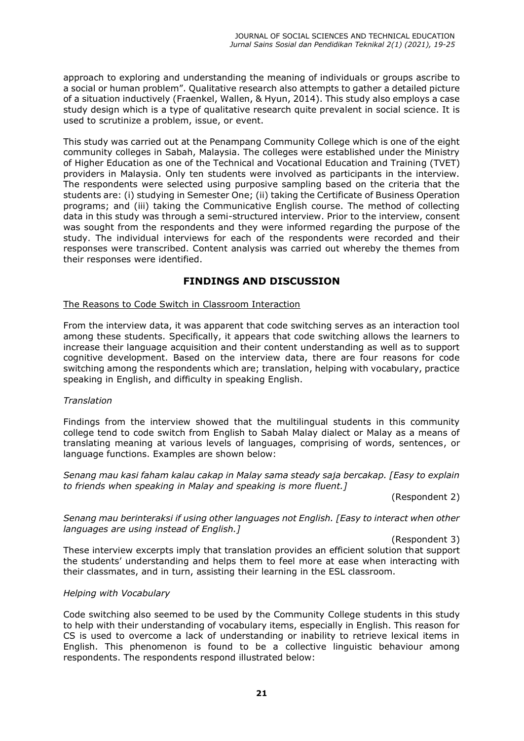approach to exploring and understanding the meaning of individuals or groups ascribe to a social or human problem". Qualitative research also attempts to gather a detailed picture of a situation inductively (Fraenkel, Wallen, & Hyun, 2014). This study also employs a case study design which is a type of qualitative research quite prevalent in social science. It is used to scrutinize a problem, issue, or event.

This study was carried out at the Penampang Community College which is one of the eight community colleges in Sabah, Malaysia. The colleges were established under the Ministry of Higher Education as one of the Technical and Vocational Education and Training (TVET) providers in Malaysia. Only ten students were involved as participants in the interview. The respondents were selected using purposive sampling based on the criteria that the students are: (i) studying in Semester One; (ii) taking the Certificate of Business Operation programs; and (iii) taking the Communicative English course. The method of collecting data in this study was through a semi-structured interview. Prior to the interview, consent was sought from the respondents and they were informed regarding the purpose of the study. The individual interviews for each of the respondents were recorded and their responses were transcribed. Content analysis was carried out whereby the themes from their responses were identified.

## FINDINGS AND DISCUSSION

### The Reasons to Code Switch in Classroom Interaction

From the interview data, it was apparent that code switching serves as an interaction tool among these students. Specifically, it appears that code switching allows the learners to increase their language acquisition and their content understanding as well as to support cognitive development. Based on the interview data, there are four reasons for code switching among the respondents which are; translation, helping with vocabulary, practice speaking in English, and difficulty in speaking English.

#### *Translation*

Findings from the interview showed that the multilingual students in this community college tend to code switch from English to Sabah Malay dialect or Malay as a means of translating meaning at various levels of languages, comprising of words, sentences, or language functions. Examples are shown below:

*Senang mau kasi faham kalau cakap in Malay sama steady saja bercakap. [Easy to explain to friends when speaking in Malay and speaking is more fluent.]*

(Respondent 2)

*Senang mau berinteraksi if using other languages not English. [Easy to interact when other languages are using instead of English.]*

(Respondent 3)

These interview excerpts imply that translation provides an efficient solution that support the students' understanding and helps them to feel more at ease when interacting with their classmates, and in turn, assisting their learning in the ESL classroom.

#### *Helping with Vocabulary*

Code switching also seemed to be used by the Community College students in this study to help with their understanding of vocabulary items, especially in English. This reason for CS is used to overcome a lack of understanding or inability to retrieve lexical items in English. This phenomenon is found to be a collective linguistic behaviour among respondents. The respondents respond illustrated below: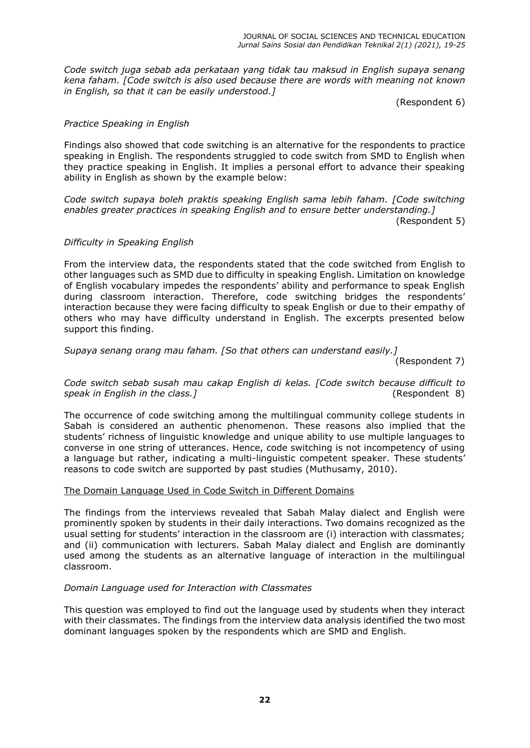*Code switch juga sebab ada perkataan yang tidak tau maksud in English supaya senang kena faham. [Code switch is also used because there are words with meaning not known in English, so that it can be easily understood.]*

(Respondent 6)

### *Practice Speaking in English*

Findings also showed that code switching is an alternative for the respondents to practice speaking in English. The respondents struggled to code switch from SMD to English when they practice speaking in English. It implies a personal effort to advance their speaking ability in English as shown by the example below:

*Code switch supaya boleh praktis speaking English sama lebih faham. [Code switching enables greater practices in speaking English and to ensure better understanding.]*

(Respondent 5)

### *Difficulty in Speaking English*

From the interview data, the respondents stated that the code switched from English to other languages such as SMD due to difficulty in speaking English. Limitation on knowledge of English vocabulary impedes the respondents' ability and performance to speak English during classroom interaction. Therefore, code switching bridges the respondents' interaction because they were facing difficulty to speak English or due to their empathy of others who may have difficulty understand in English. The excerpts presented below support this finding.

*Supaya senang orang mau faham. [So that others can understand easily.]*

(Respondent 7)

*Code switch sebab susah mau cakap English di kelas. [Code switch because difficult to speak in English in the class.]* (Respondent 8)

The occurrence of code switching among the multilingual community college students in Sabah is considered an authentic phenomenon. These reasons also implied that the students' richness of linguistic knowledge and unique ability to use multiple languages to converse in one string of utterances. Hence, code switching is not incompetency of using a language but rather, indicating a multi-linguistic competent speaker. These students' reasons to code switch are supported by past studies (Muthusamy, 2010).

## The Domain Language Used in Code Switch in Different Domains

The findings from the interviews revealed that Sabah Malay dialect and English were prominently spoken by students in their daily interactions. Two domains recognized as the usual setting for students' interaction in the classroom are (i) interaction with classmates; and (ii) communication with lecturers. Sabah Malay dialect and English are dominantly used among the students as an alternative language of interaction in the multilingual classroom.

### *Domain Language used for Interaction with Classmates*

This question was employed to find out the language used by students when they interact with their classmates. The findings from the interview data analysis identified the two most dominant languages spoken by the respondents which are SMD and English.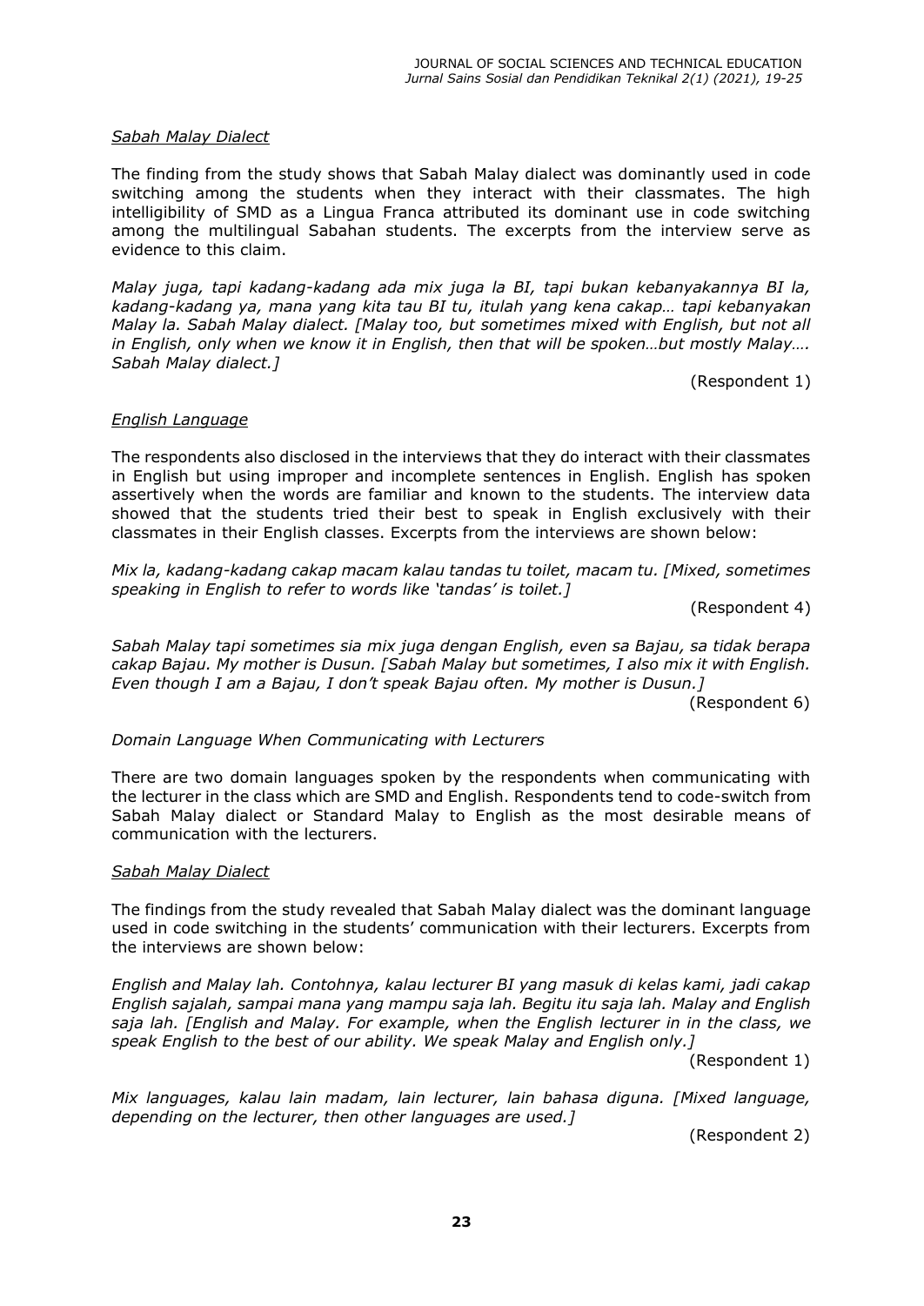*Sabah Malay Dialect*

The finding from the study shows that Sabah Malay dialect was dominantly used in code switching among the students when they interact with their classmates. The high intelligibility of SMD as a Lingua Franca attributed its dominant use in code switching among the multilingual Sabahan students. The excerpts from the interview serve as evidence to this claim.

*Malay juga, tapi kadang-kadang ada mix juga la BI, tapi bukan kebanyakannya BI la, kadang-kadang ya, mana yang kita tau BI tu, itulah yang kena cakap… tapi kebanyakan Malay la. Sabah Malay dialect. [Malay too, but sometimes mixed with English, but not all in English, only when we know it in English, then that will be spoken…but mostly Malay…. Sabah Malay dialect.]*

(Respondent 1)

*English Language*

The respondents also disclosed in the interviews that they do interact with their classmates in English but using improper and incomplete sentences in English. English has spoken assertively when the words are familiar and known to the students. The interview data showed that the students tried their best to speak in English exclusively with their classmates in their English classes. Excerpts from the interviews are shown below:

*Mix la, kadang-kadang cakap macam kalau tandas tu toilet, macam tu. [Mixed, sometimes speaking in English to refer to words like 'tandas' is toilet.]*

(Respondent 4)

*Sabah Malay tapi sometimes sia mix juga dengan English, even sa Bajau, sa tidak berapa cakap Bajau. My mother is Dusun. [Sabah Malay but sometimes, I also mix it with English. Even though I am a Bajau, I don't speak Bajau often. My mother is Dusun.]*

(Respondent 6)

*Domain Language When Communicating with Lecturers*

There are two domain languages spoken by the respondents when communicating with the lecturer in the class which are SMD and English. Respondents tend to code-switch from Sabah Malay dialect or Standard Malay to English as the most desirable means of communication with the lecturers.

*Sabah Malay Dialect*

The findings from the study revealed that Sabah Malay dialect was the dominant language used in code switching in the students' communication with their lecturers. Excerpts from the interviews are shown below:

*English and Malay lah. Contohnya, kalau lecturer BI yang masuk di kelas kami, jadi cakap English sajalah, sampai mana yang mampu saja lah. Begitu itu saja lah. Malay and English saja lah. [English and Malay. For example, when the English lecturer in in the class, we speak English to the best of our ability. We speak Malay and English only.]*

(Respondent 1)

*Mix languages, kalau lain madam, lain lecturer, lain bahasa diguna. [Mixed language, depending on the lecturer, then other languages are used.]*

(Respondent 2)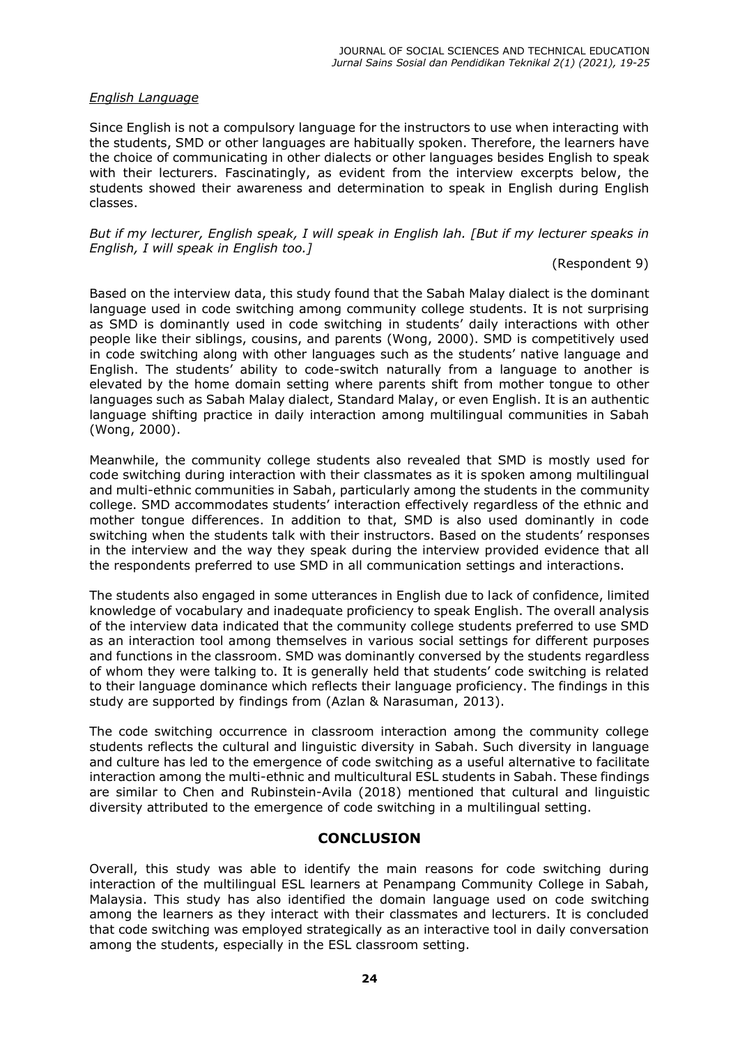*English Language*

Since English is not a compulsory language for the instructors to use when interacting with the students, SMD or other languages are habitually spoken. Therefore, the learners have the choice of communicating in other dialects or other languages besides English to speak with their lecturers. Fascinatingly, as evident from the interview excerpts below, the students showed their awareness and determination to speak in English during English classes.

*But if my lecturer, English speak, I will speak in English lah. [But if my lecturer speaks in English, I will speak in English too.]*

(Respondent 9)

Based on the interview data, this study found that the Sabah Malay dialect is the dominant language used in code switching among community college students. It is not surprising as SMD is dominantly used in code switching in students' daily interactions with other people like their siblings, cousins, and parents (Wong, 2000). SMD is competitively used in code switching along with other languages such as the students' native language and English. The students' ability to code-switch naturally from a language to another is elevated by the home domain setting where parents shift from mother tongue to other languages such as Sabah Malay dialect, Standard Malay, or even English. It is an authentic language shifting practice in daily interaction among multilingual communities in Sabah (Wong, 2000).

Meanwhile, the community college students also revealed that SMD is mostly used for code switching during interaction with their classmates as it is spoken among multilingual and multi-ethnic communities in Sabah, particularly among the students in the community college. SMD accommodates students' interaction effectively regardless of the ethnic and mother tongue differences. In addition to that, SMD is also used dominantly in code switching when the students talk with their instructors. Based on the students' responses in the interview and the way they speak during the interview provided evidence that all the respondents preferred to use SMD in all communication settings and interactions.

The students also engaged in some utterances in English due to lack of confidence, limited knowledge of vocabulary and inadequate proficiency to speak English. The overall analysis of the interview data indicated that the community college students preferred to use SMD as an interaction tool among themselves in various social settings for different purposes and functions in the classroom. SMD was dominantly conversed by the students regardless of whom they were talking to. It is generally held that students' code switching is related to their language dominance which reflects their language proficiency. The findings in this study are supported by findings from (Azlan & Narasuman, 2013).

The code switching occurrence in classroom interaction among the community college students reflects the cultural and linguistic diversity in Sabah. Such diversity in language and culture has led to the emergence of code switching as a useful alternative to facilitate interaction among the multi-ethnic and multicultural ESL students in Sabah. These findings are similar to Chen and Rubinstein-Avila (2018) mentioned that cultural and linguistic diversity attributed to the emergence of code switching in a multilingual setting.

## CONCLUSION

Overall, this study was able to identify the main reasons for code switching during interaction of the multilingual ESL learners at Penampang Community College in Sabah, Malaysia. This study has also identified the domain language used on code switching among the learners as they interact with their classmates and lecturers. It is concluded that code switching was employed strategically as an interactive tool in daily conversation among the students, especially in the ESL classroom setting.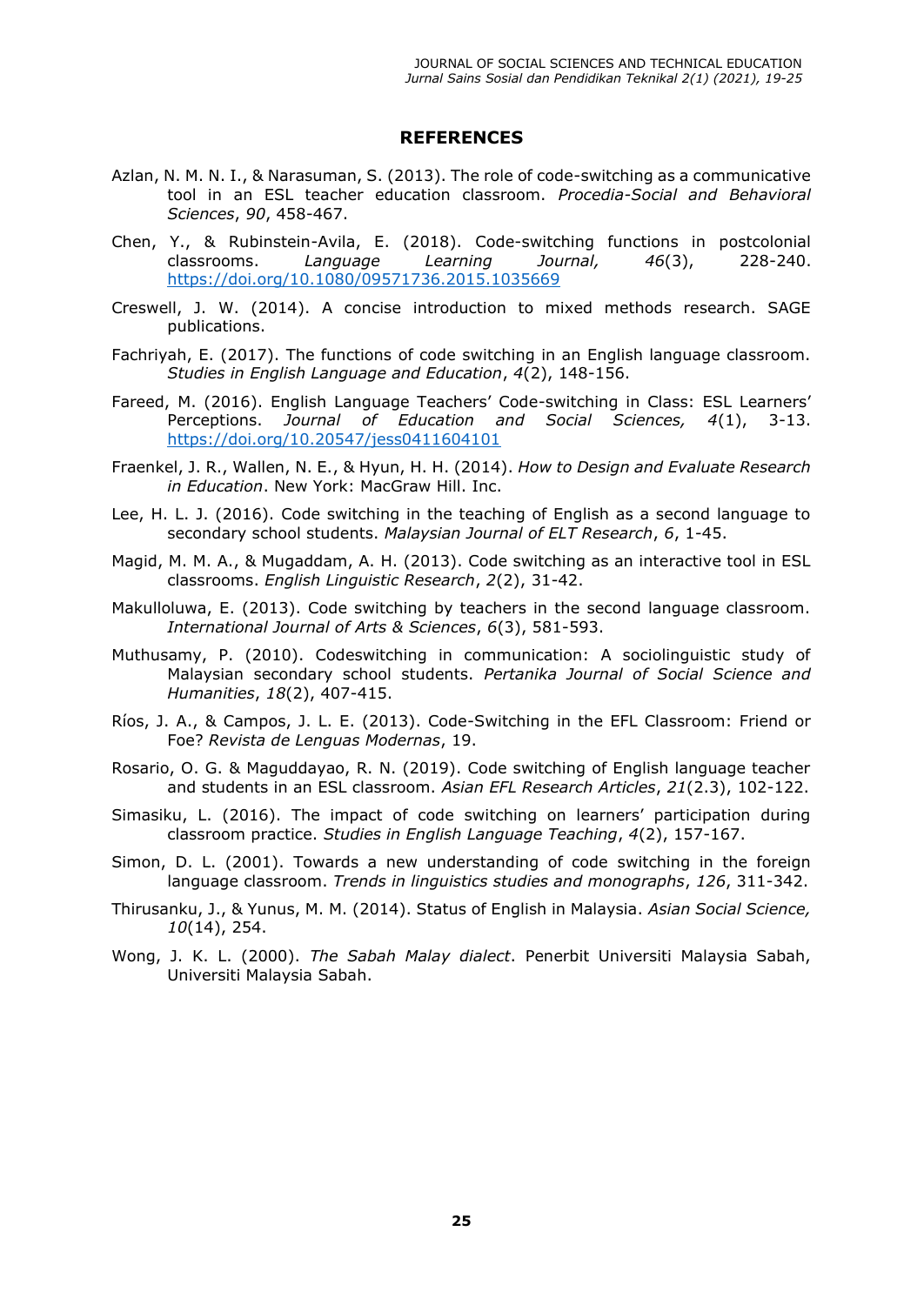## REFERENCES

Azlan, N. M. N. I., & Narasuman, S. (2013). The role of code-switching as a communicative tool in an ESL teacher education classroom. *Procedia-Social and Behavioral Sciences*, *90*, 458-467.

Chen, Y., & Rubinstein-Avila, E. (2018). Code-switching functions in postcolonial classrooms. *Language Learning Journal,* *46*(3), 228-240. https://doi.org/10.1080/09571736.2015.1035669

Creswell, J. W. (2014). A concise introduction to mixed methods research. SAGE publications.

Fachriyah, E. (2017). The functions of code switching in an English language classroom. *Studies in English Language and Education*, *4*(2), 148-156.

Fareed, M. (2016). English Language Teachers' Code-switching in Class: ESL Learners' Perceptions. *Journal of Education and Social Sciences,* *4*(1), 3-13. https://doi.org/10.20547/jess0411604101

Fraenkel, J. R., Wallen, N. E., & Hyun, H. H. (2014). *How to Design and Evaluate Research in Education*. New York: MacGraw Hill. Inc.

Lee, H. L. J. (2016). Code switching in the teaching of English as a second language to secondary school students. *Malaysian Journal of ELT Research*, *6*, 1-45.

Magid, M. M. A., & Mugaddam, A. H. (2013). Code switching as an interactive tool in ESL classrooms. *English Linguistic Research*, *2*(2), 31-42.

Makulloluwa, E. (2013). Code switching by teachers in the second language classroom. *International Journal of Arts & Sciences*, *6*(3), 581-593.

Muthusamy, P. (2010). Codeswitching in communication: A sociolinguistic study of Malaysian secondary school students. *Pertanika Journal of Social Science and Humanities*, *18*(2), 407-415.

Ríos, J. A., & Campos, J. L. E. (2013). Code-Switching in the EFL Classroom: Friend or Foe? *Revista de Lenguas Modernas*, 19.

Rosario, O. G. & Maguddayao, R. N. (2019). Code switching of English language teacher and students in an ESL classroom. *Asian EFL Research Articles*, *21*(2.3), 102-122.

Simasiku, L. (2016). The impact of code switching on learners' participation during classroom practice. *Studies in English Language Teaching*, *4*(2), 157-167.

Simon, D. L. (2001). Towards a new understanding of code switching in the foreign language classroom. *Trends in linguistics studies and monographs*, *126*, 311-342.

Thirusanku, J., & Yunus, M. M. (2014). Status of English in Malaysia. *Asian Social Science,* *10*(14), 254.

Wong, J. K. L. (2000). *The Sabah Malay dialect*. Penerbit Universiti Malaysia Sabah, Universiti Malaysia Sabah.